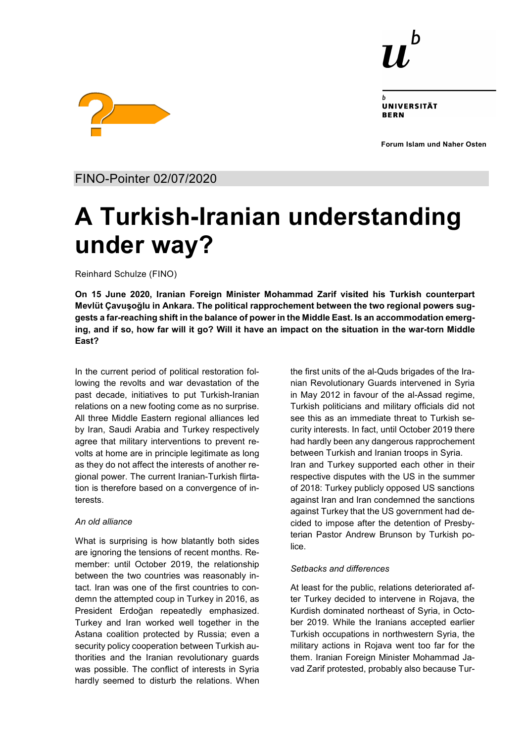UNIVERSITÄT BERN

Forum Islam und Naher Osten

FINO-Pointer 02/07/2020

# A Turkish-Iranian understanding under way?

Reinhard Schulze (FINO)

**On 15 June 2020, Iranian Foreign Minister Mohammad Zarif visited his Turkish counterpart Mevlüt Çavuşoğlu in Ankara. The political rapprochement between the two regional powers suggests a far-reaching shift in the balance of power in the Middle East. Is an accommodation emerging, and if so, how far will it go? Will it have an impact on the situation in the war-torn Middle East?**

In the current period of political restoration following the revolts and war devastation of the past decade, initiatives to put Turkish-Iranian relations on a new footing come as no surprise. All three Middle Eastern regional alliances led by Iran, Saudi Arabia and Turkey respectively agree that military interventions to prevent revolts at home are in principle legitimate as long as they do not affect the interests of another regional power. The current Iranian-Turkish flirtation is therefore based on a convergence of interests.

*An old alliance*

What is surprising is how blatantly both sides are ignoring the tensions of recent months. Remember: until October 2019, the relationship between the two countries was reasonably intact. Iran was one of the first countries to condemn the attempted coup in Turkey in 2016, as President Erdoğan repeatedly emphasized. Turkey and Iran worked well together in the Astana coalition protected by Russia; even a security policy cooperation between Turkish authorities and the Iranian revolutionary guards was possible. The conflict of interests in Syria hardly seemed to disturb the relations. When the first units of the al-Quds brigades of the Iranian Revolutionary Guards intervened in Syria in May 2012 in favour of the al-Assad regime, Turkish politicians and military officials did not see this as an immediate threat to Turkish security interests. In fact, until October 2019 there had hardly been any dangerous rapprochement between Turkish and Iranian troops in Syria.

Iran and Turkey supported each other in their respective disputes with the US in the summer of 2018: Turkey publicly opposed US sanctions against Iran and Iran condemned the sanctions against Turkey that the US government had decided to impose after the detention of Presbyterian Pastor Andrew Brunson by Turkish police.

*Setbacks and differences*

At least for the public, relations deteriorated after Turkey decided to intervene in Rojava, the Kurdish dominated northeast of Syria, in October 2019. While the Iranians accepted earlier Turkish occupations in northwestern Syria, the military actions in Rojava went too far for the them. Iranian Foreign Minister Mohammad Javad Zarif protested, probably also because Tur-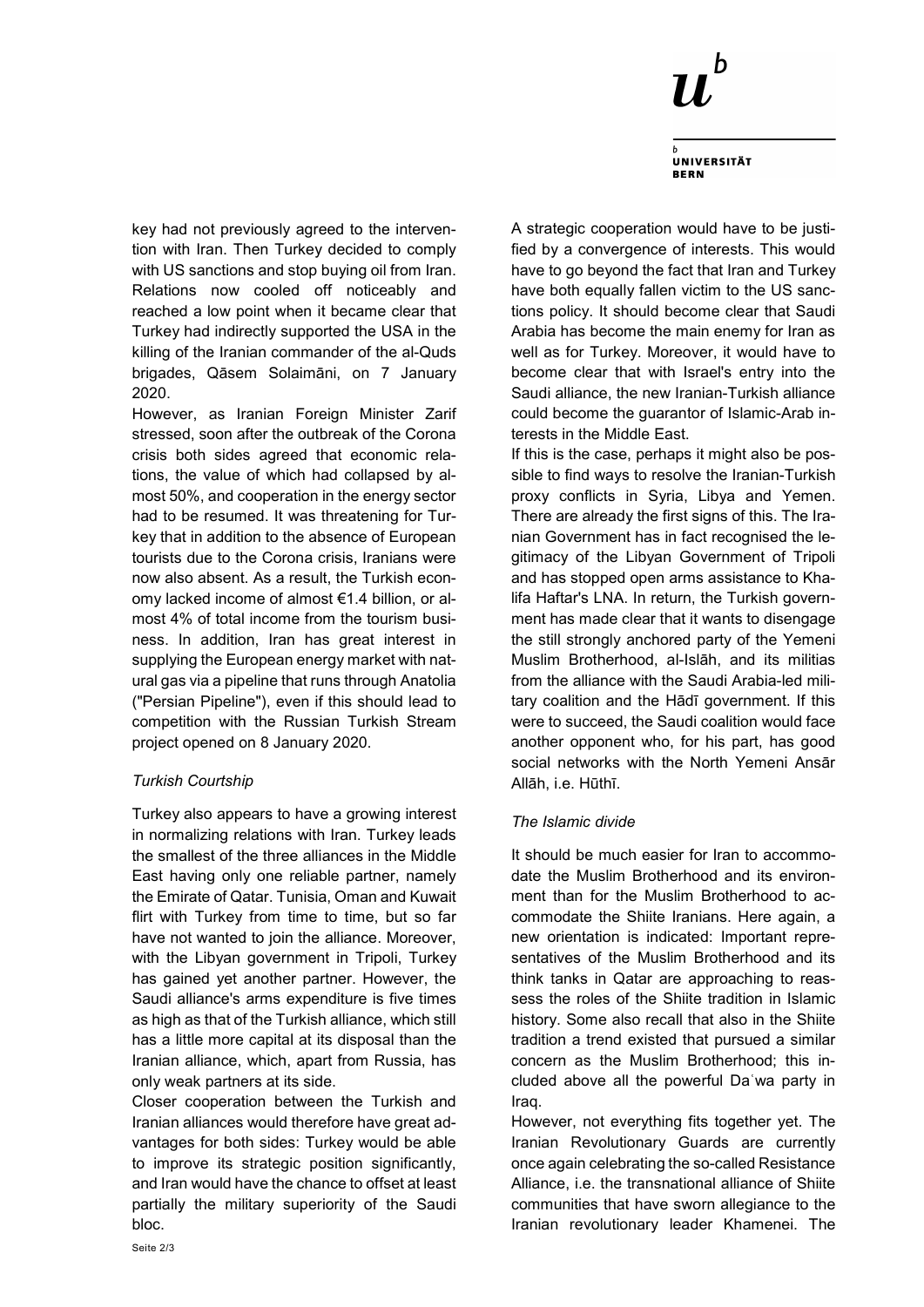key had not previously agreed to the intervention with Iran. Then Turkey decided to comply with US sanctions and stop buying oil from Iran. Relations now cooled off noticeably and reached a low point when it became clear that Turkey had indirectly supported the USA in the killing of the Iranian commander of the al-Quds brigades, Qāsem Solaimāni, on 7 January 2020.

However, as Iranian Foreign Minister Zarif stressed, soon after the outbreak of the Corona crisis both sides agreed that economic relations, the value of which had collapsed by almost 50%, and cooperation in the energy sector had to be resumed. It was threatening for Turkey that in addition to the absence of European tourists due to the Corona crisis, Iranians were now also absent. As a result, the Turkish economy lacked income of almost €1.4 billion, or almost 4% of total income from the tourism business. In addition, Iran has great interest in supplying the European energy market with natural gas via a pipeline that runs through Anatolia ("Persian Pipeline"), even if this should lead to competition with the Russian Turkish Stream project opened on 8 January 2020.

### *Turkish Courtship*

Turkey also appears to have a growing interest in normalizing relations with Iran. Turkey leads the smallest of the three alliances in the Middle East having only one reliable partner, namely the Emirate of Qatar. Tunisia, Oman and Kuwait flirt with Turkey from time to time, but so far have not wanted to join the alliance. Moreover, with the Libyan government in Tripoli, Turkey has gained yet another partner. However, the Saudi alliance's arms expenditure is five times as high as that of the Turkish alliance, which still has a little more capital at its disposal than the Iranian alliance, which, apart from Russia, has only weak partners at its side.

Closer cooperation between the Turkish and Iranian alliances would therefore have great advantages for both sides: Turkey would be able to improve its strategic position significantly, and Iran would have the chance to offset at least partially the military superiority of the Saudi bloc.

A strategic cooperation would have to be justified by a convergence of interests. This would have to go beyond the fact that Iran and Turkey have both equally fallen victim to the US sanctions policy. It should become clear that Saudi Arabia has become the main enemy for Iran as well as for Turkey. Moreover, it would have to become clear that with Israel's entry into the Saudi alliance, the new Iranian-Turkish alliance could become the guarantor of Islamic-Arab interests in the Middle East.

If this is the case, perhaps it might also be possible to find ways to resolve the Iranian-Turkish proxy conflicts in Syria, Libya and Yemen. There are already the first signs of this. The Iranian Government has in fact recognised the legitimacy of the Libyan Government of Tripoli and has stopped open arms assistance to Khalifa Haftar's LNA. In return, the Turkish government has made clear that it wants to disengage the still strongly anchored party of the Yemeni Muslim Brotherhood, al-Islāh, and its militias from the alliance with the Saudi Arabia-led military coalition and the Hādī government. If this were to succeed, the Saudi coalition would face another opponent who, for his part, has good social networks with the North Yemeni Ansār Allāh, i.e. Hūthī.

### *The Islamic divide*

It should be much easier for Iran to accommodate the Muslim Brotherhood and its environment than for the Muslim Brotherhood to accommodate the Shiite Iranians. Here again, a new orientation is indicated: Important representatives of the Muslim Brotherhood and its think tanks in Qatar are approaching to reassess the roles of the Shiite tradition in Islamic history. Some also recall that also in the Shiite tradition a trend existed that pursued a similar concern as the Muslim Brotherhood; this included above all the powerful Daʿwa party in Iraq.

However, not everything fits together yet. The Iranian Revolutionary Guards are currently once again celebrating the so-called Resistance Alliance, i.e. the transnational alliance of Shiite communities that have sworn allegiance to the Iranian revolutionary leader Khamenei. The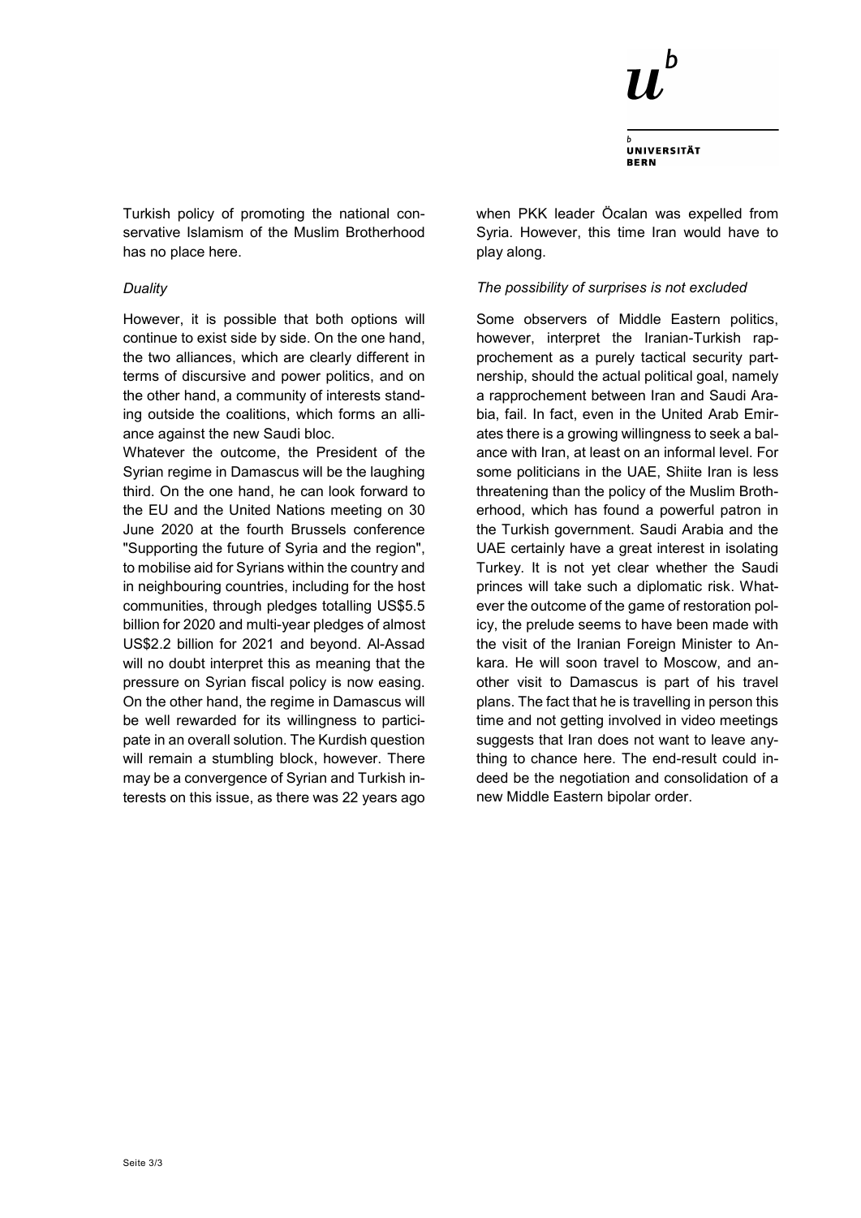Turkish policy of promoting the national conservative Islamism of the Muslim Brotherhood has no place here.

*Duality*

However, it is possible that both options will continue to exist side by side. On the one hand, the two alliances, which are clearly different in terms of discursive and power politics, and on the other hand, a community of interests standing outside the coalitions, which forms an alliance against the new Saudi bloc.

Whatever the outcome, the President of the Syrian regime in Damascus will be the laughing third. On the one hand, he can look forward to the EU and the United Nations meeting on 30 June 2020 at the fourth Brussels conference "Supporting the future of Syria and the region", to mobilise aid for Syrians within the country and in neighbouring countries, including for the host communities, through pledges totalling US$5.5 billion for 2020 and multi-year pledges of almost US$2.2 billion for 2021 and beyond. Al-Assad will no doubt interpret this as meaning that the pressure on Syrian fiscal policy is now easing. On the other hand, the regime in Damascus will be well rewarded for its willingness to participate in an overall solution. The Kurdish question will remain a stumbling block, however. There may be a convergence of Syrian and Turkish interests on this issue, as there was 22 years ago when PKK leader Öcalan was expelled from Syria. However, this time Iran would have to play along.

*The possibility of surprises is not excluded*

Some observers of Middle Eastern politics, however, interpret the Iranian-Turkish rapprochement as a purely tactical security partnership, should the actual political goal, namely a rapprochement between Iran and Saudi Arabia, fail. In fact, even in the United Arab Emirates there is a growing willingness to seek a balance with Iran, at least on an informal level. For some politicians in the UAE, Shiite Iran is less threatening than the policy of the Muslim Brotherhood, which has found a powerful patron in the Turkish government. Saudi Arabia and the UAE certainly have a great interest in isolating Turkey. It is not yet clear whether the Saudi princes will take such a diplomatic risk. Whatever the outcome of the game of restoration policy, the prelude seems to have been made with the visit of the Iranian Foreign Minister to Ankara. He will soon travel to Moscow, and another visit to Damascus is part of his travel plans. The fact that he is travelling in person this time and not getting involved in video meetings suggests that Iran does not want to leave anything to chance here. The end-result could indeed be the negotiation and consolidation of a new Middle Eastern bipolar order.